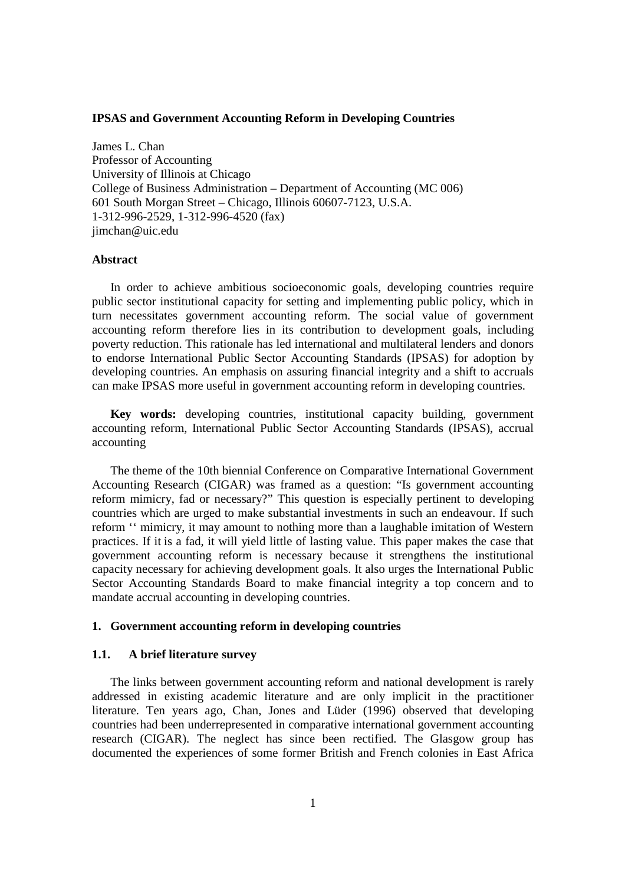**IPSAS and Government Accounting Reform in Developing Countries**

James L. Chan
Professor of Accounting
University of Illinois at Chicago
College of Business Administration – Department of Accounting (MC 006)
601 South Morgan Street – Chicago, Illinois 60607-7123, U.S.A.
1-312-996-2529, 1-312-996-4520 (fax)
jimchan@uic.edu

**Abstract**

In order to achieve ambitious socioeconomic goals, developing countries require public sector institutional capacity for setting and implementing public policy, which in turn necessitates government accounting reform. The social value of government accounting reform therefore lies in its contribution to development goals, including poverty reduction. This rationale has led international and multilateral lenders and donors to endorse International Public Sector Accounting Standards (IPSAS) for adoption by developing countries. An emphasis on assuring financial integrity and a shift to accruals can make IPSAS more useful in government accounting reform in developing countries.

**Key words:** developing countries, institutional capacity building, government accounting reform, International Public Sector Accounting Standards (IPSAS), accrual accounting

The theme of the 10th biennial Conference on Comparative International Government Accounting Research (CIGAR) was framed as a question: "Is government accounting reform mimicry, fad or necessary?" This question is especially pertinent to developing countries which are urged to make substantial investments in such an endeavour. If such reform '' mimicry, it may amount to nothing more than a laughable imitation of Western practices. If it is a fad, it will yield little of lasting value. This paper makes the case that government accounting reform is necessary because it strengthens the institutional capacity necessary for achieving development goals. It also urges the International Public Sector Accounting Standards Board to make financial integrity a top concern and to mandate accrual accounting in developing countries.

## 1. Government accounting reform in developing countries

### 1.1. A brief literature survey

The links between government accounting reform and national development is rarely addressed in existing academic literature and are only implicit in the practitioner literature. Ten years ago, Chan, Jones and Lüder (1996) observed that developing countries had been underrepresented in comparative international government accounting research (CIGAR). The neglect has since been rectified. The Glasgow group has documented the experiences of some former British and French colonies in East Africa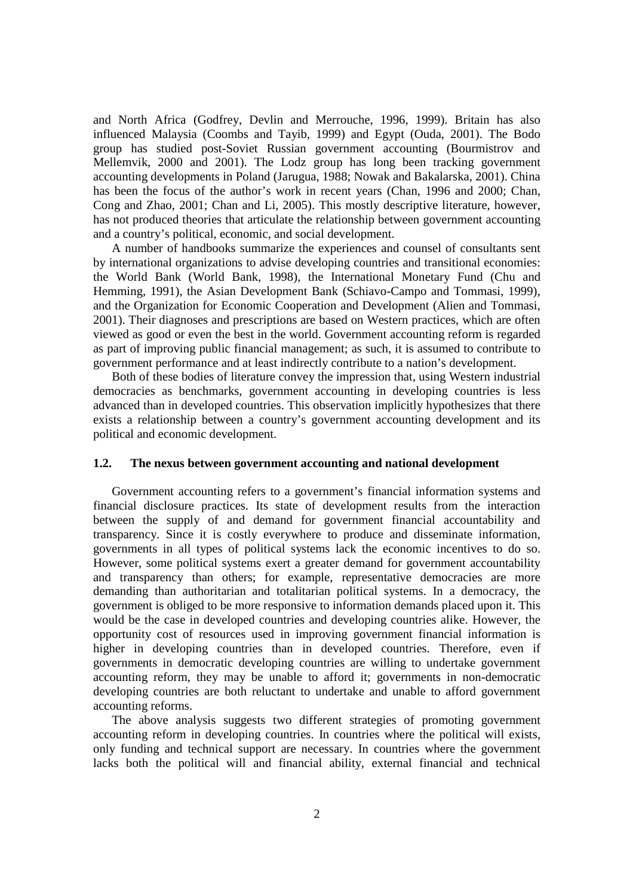and North Africa (Godfrey, Devlin and Merrouche, 1996, 1999). Britain has also influenced Malaysia (Coombs and Tayib, 1999) and Egypt (Ouda, 2001). The Bodo group has studied post-Soviet Russian government accounting (Bourmistrov and Mellemvik, 2000 and 2001). The Lodz group has long been tracking government accounting developments in Poland (Jarugua, 1988; Nowak and Bakalarska, 2001). China has been the focus of the author's work in recent years (Chan, 1996 and 2000; Chan, Cong and Zhao, 2001; Chan and Li, 2005). This mostly descriptive literature, however, has not produced theories that articulate the relationship between government accounting and a country's political, economic, and social development.

A number of handbooks summarize the experiences and counsel of consultants sent by international organizations to advise developing countries and transitional economies: the World Bank (World Bank, 1998), the International Monetary Fund (Chu and Hemming, 1991), the Asian Development Bank (Schiavo-Campo and Tommasi, 1999), and the Organization for Economic Cooperation and Development (Alien and Tommasi, 2001). Their diagnoses and prescriptions are based on Western practices, which are often viewed as good or even the best in the world. Government accounting reform is regarded as part of improving public financial management; as such, it is assumed to contribute to government performance and at least indirectly contribute to a nation's development.

Both of these bodies of literature convey the impression that, using Western industrial democracies as benchmarks, government accounting in developing countries is less advanced than in developed countries. This observation implicitly hypothesizes that there exists a relationship between a country's government accounting development and its political and economic development.

### 1.2. The nexus between government accounting and national development

Government accounting refers to a government's financial information systems and financial disclosure practices. Its state of development results from the interaction between the supply of and demand for government financial accountability and transparency. Since it is costly everywhere to produce and disseminate information, governments in all types of political systems lack the economic incentives to do so. However, some political systems exert a greater demand for government accountability and transparency than others; for example, representative democracies are more demanding than authoritarian and totalitarian political systems. In a democracy, the government is obliged to be more responsive to information demands placed upon it. This would be the case in developed countries and developing countries alike. However, the opportunity cost of resources used in improving government financial information is higher in developing countries than in developed countries. Therefore, even if governments in democratic developing countries are willing to undertake government accounting reform, they may be unable to afford it; governments in non-democratic developing countries are both reluctant to undertake and unable to afford government accounting reforms.

The above analysis suggests two different strategies of promoting government accounting reform in developing countries. In countries where the political will exists, only funding and technical support are necessary. In countries where the government lacks both the political will and financial ability, external financial and technical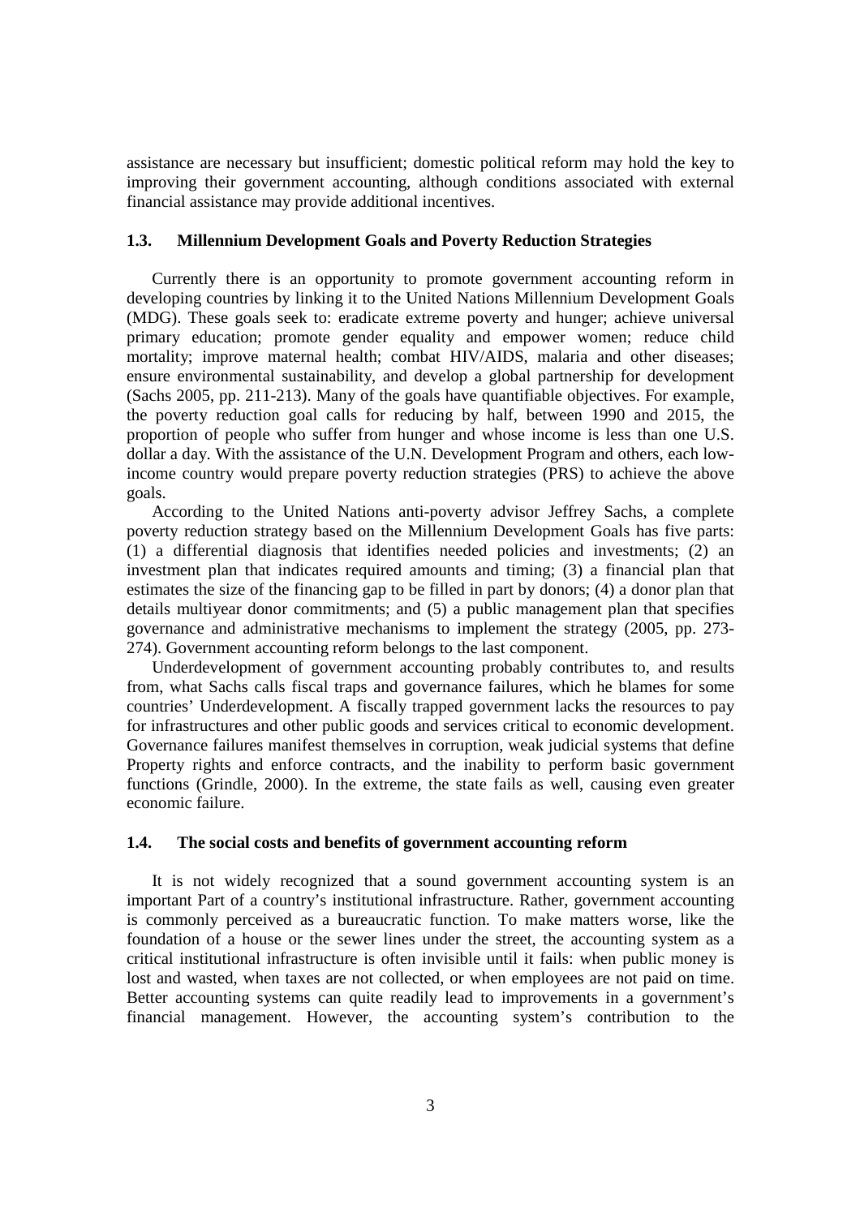assistance are necessary but insufficient; domestic political reform may hold the key to improving their government accounting, although conditions associated with external financial assistance may provide additional incentives.

### 1.3. Millennium Development Goals and Poverty Reduction Strategies

Currently there is an opportunity to promote government accounting reform in developing countries by linking it to the United Nations Millennium Development Goals (MDG). These goals seek to: eradicate extreme poverty and hunger; achieve universal primary education; promote gender equality and empower women; reduce child mortality; improve maternal health; combat HIV/AIDS, malaria and other diseases; ensure environmental sustainability, and develop a global partnership for development (Sachs 2005, pp. 211-213). Many of the goals have quantifiable objectives. For example, the poverty reduction goal calls for reducing by half, between 1990 and 2015, the proportion of people who suffer from hunger and whose income is less than one U.S. dollar a day. With the assistance of the U.N. Development Program and others, each low-income country would prepare poverty reduction strategies (PRS) to achieve the above goals.

According to the United Nations anti-poverty advisor Jeffrey Sachs, a complete poverty reduction strategy based on the Millennium Development Goals has five parts: (1) a differential diagnosis that identifies needed policies and investments; (2) an investment plan that indicates required amounts and timing; (3) a financial plan that estimates the size of the financing gap to be filled in part by donors; (4) a donor plan that details multiyear donor commitments; and (5) a public management plan that specifies governance and administrative mechanisms to implement the strategy (2005, pp. 273-274). Government accounting reform belongs to the last component.

Underdevelopment of government accounting probably contributes to, and results from, what Sachs calls fiscal traps and governance failures, which he blames for some countries' Underdevelopment. A fiscally trapped government lacks the resources to pay for infrastructures and other public goods and services critical to economic development. Governance failures manifest themselves in corruption, weak judicial systems that define Property rights and enforce contracts, and the inability to perform basic government functions (Grindle, 2000). In the extreme, the state fails as well, causing even greater economic failure.

### 1.4. The social costs and benefits of government accounting reform

It is not widely recognized that a sound government accounting system is an important Part of a country's institutional infrastructure. Rather, government accounting is commonly perceived as a bureaucratic function. To make matters worse, like the foundation of a house or the sewer lines under the street, the accounting system as a critical institutional infrastructure is often invisible until it fails: when public money is lost and wasted, when taxes are not collected, or when employees are not paid on time. Better accounting systems can quite readily lead to improvements in a government's financial management. However, the accounting system's contribution to the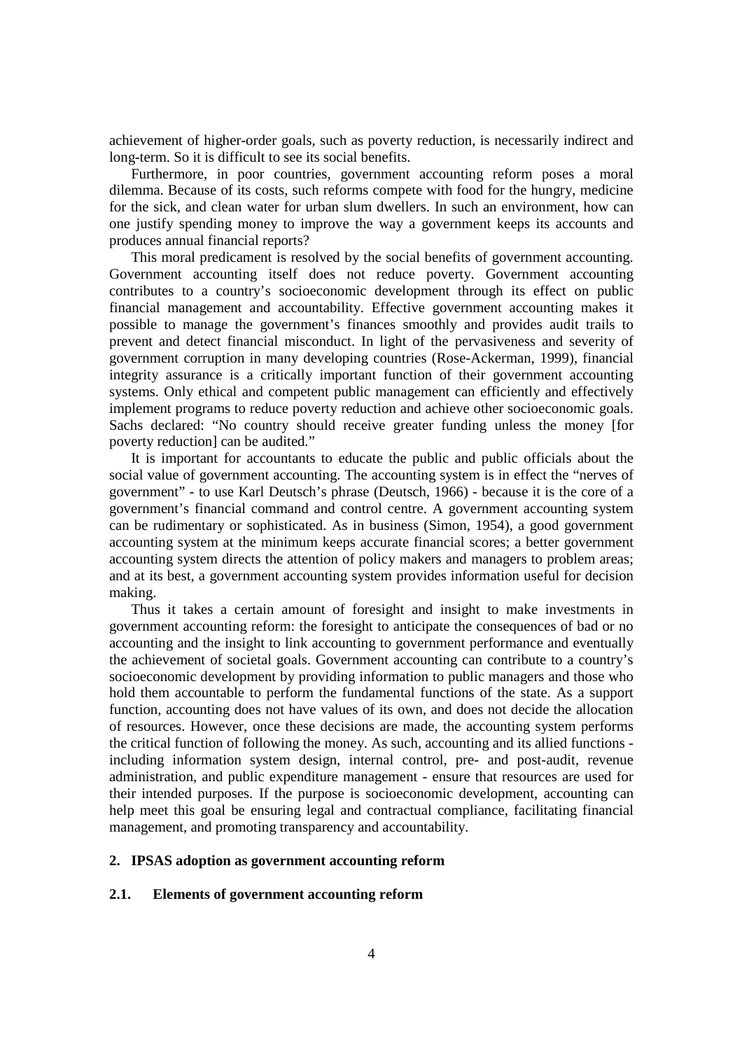achievement of higher-order goals, such as poverty reduction, is necessarily indirect and long-term. So it is difficult to see its social benefits.

Furthermore, in poor countries, government accounting reform poses a moral dilemma. Because of its costs, such reforms compete with food for the hungry, medicine for the sick, and clean water for urban slum dwellers. In such an environment, how can one justify spending money to improve the way a government keeps its accounts and produces annual financial reports?

This moral predicament is resolved by the social benefits of government accounting. Government accounting itself does not reduce poverty. Government accounting contributes to a country's socioeconomic development through its effect on public financial management and accountability. Effective government accounting makes it possible to manage the government's finances smoothly and provides audit trails to prevent and detect financial misconduct. In light of the pervasiveness and severity of government corruption in many developing countries (Rose-Ackerman, 1999), financial integrity assurance is a critically important function of their government accounting systems. Only ethical and competent public management can efficiently and effectively implement programs to reduce poverty reduction and achieve other socioeconomic goals. Sachs declared: "No country should receive greater funding unless the money [for poverty reduction] can be audited."

It is important for accountants to educate the public and public officials about the social value of government accounting. The accounting system is in effect the "nerves of government" - to use Karl Deutsch's phrase (Deutsch, 1966) - because it is the core of a government's financial command and control centre. A government accounting system can be rudimentary or sophisticated. As in business (Simon, 1954), a good government accounting system at the minimum keeps accurate financial scores; a better government accounting system directs the attention of policy makers and managers to problem areas; and at its best, a government accounting system provides information useful for decision making.

Thus it takes a certain amount of foresight and insight to make investments in government accounting reform: the foresight to anticipate the consequences of bad or no accounting and the insight to link accounting to government performance and eventually the achievement of societal goals. Government accounting can contribute to a country's socioeconomic development by providing information to public managers and those who hold them accountable to perform the fundamental functions of the state. As a support function, accounting does not have values of its own, and does not decide the allocation of resources. However, once these decisions are made, the accounting system performs the critical function of following the money. As such, accounting and its allied functions - including information system design, internal control, pre- and post-audit, revenue administration, and public expenditure management - ensure that resources are used for their intended purposes. If the purpose is socioeconomic development, accounting can help meet this goal be ensuring legal and contractual compliance, facilitating financial management, and promoting transparency and accountability.

## 2. IPSAS adoption as government accounting reform

### 2.1. Elements of government accounting reform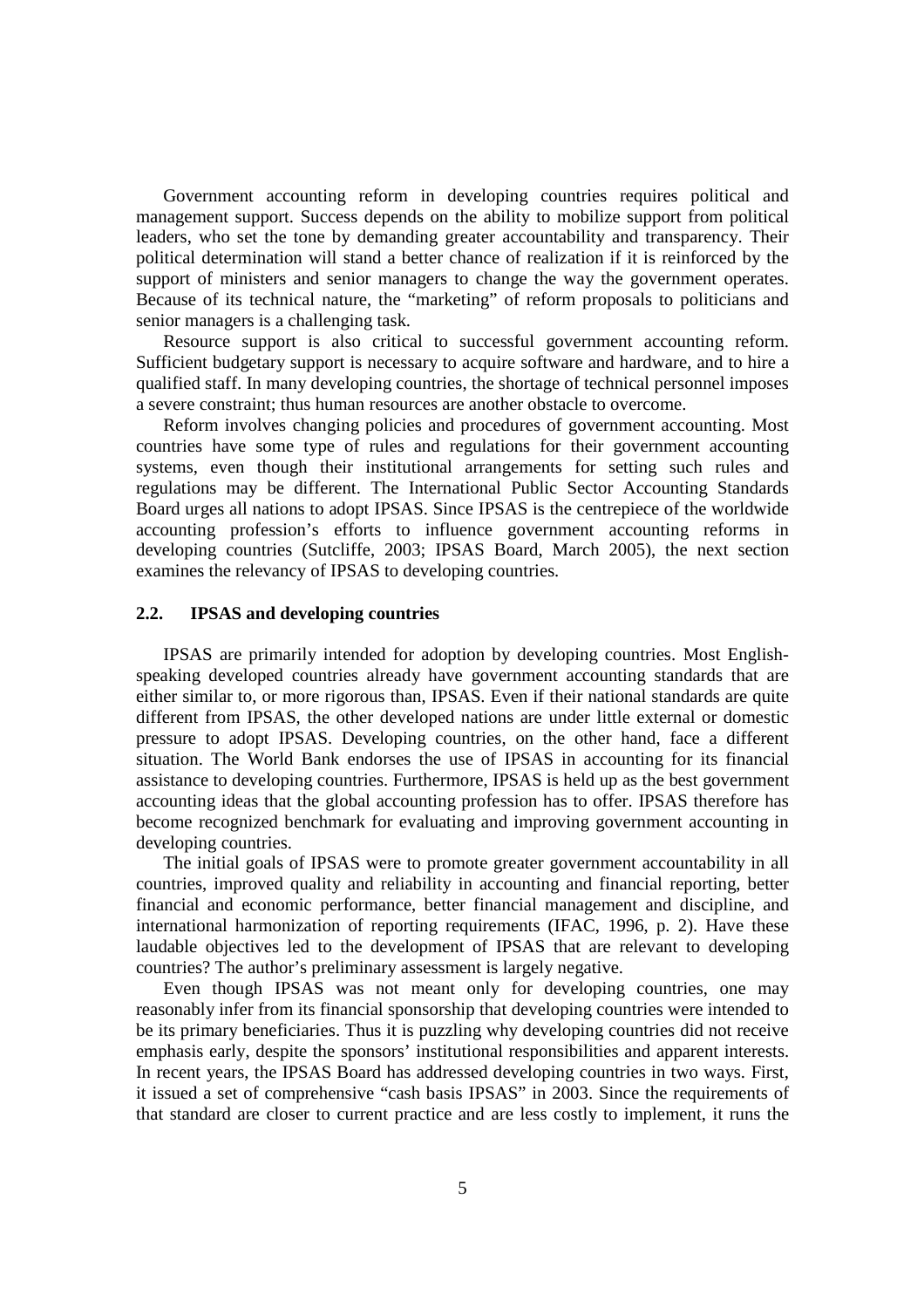Government accounting reform in developing countries requires political and management support. Success depends on the ability to mobilize support from political leaders, who set the tone by demanding greater accountability and transparency. Their political determination will stand a better chance of realization if it is reinforced by the support of ministers and senior managers to change the way the government operates. Because of its technical nature, the "marketing" of reform proposals to politicians and senior managers is a challenging task.

Resource support is also critical to successful government accounting reform. Sufficient budgetary support is necessary to acquire software and hardware, and to hire a qualified staff. In many developing countries, the shortage of technical personnel imposes a severe constraint; thus human resources are another obstacle to overcome.

Reform involves changing policies and procedures of government accounting. Most countries have some type of rules and regulations for their government accounting systems, even though their institutional arrangements for setting such rules and regulations may be different. The International Public Sector Accounting Standards Board urges all nations to adopt IPSAS. Since IPSAS is the centrepiece of the worldwide accounting profession's efforts to influence government accounting reforms in developing countries (Sutcliffe, 2003; IPSAS Board, March 2005), the next section examines the relevancy of IPSAS to developing countries.

## 2.2. IPSAS and developing countries

IPSAS are primarily intended for adoption by developing countries. Most English-speaking developed countries already have government accounting standards that are either similar to, or more rigorous than, IPSAS. Even if their national standards are quite different from IPSAS, the other developed nations are under little external or domestic pressure to adopt IPSAS. Developing countries, on the other hand, face a different situation. The World Bank endorses the use of IPSAS in accounting for its financial assistance to developing countries. Furthermore, IPSAS is held up as the best government accounting ideas that the global accounting profession has to offer. IPSAS therefore has become recognized benchmark for evaluating and improving government accounting in developing countries.

The initial goals of IPSAS were to promote greater government accountability in all countries, improved quality and reliability in accounting and financial reporting, better financial and economic performance, better financial management and discipline, and international harmonization of reporting requirements (IFAC, 1996, p. 2). Have these laudable objectives led to the development of IPSAS that are relevant to developing countries? The author's preliminary assessment is largely negative.

Even though IPSAS was not meant only for developing countries, one may reasonably infer from its financial sponsorship that developing countries were intended to be its primary beneficiaries. Thus it is puzzling why developing countries did not receive emphasis early, despite the sponsors' institutional responsibilities and apparent interests. In recent years, the IPSAS Board has addressed developing countries in two ways. First, it issued a set of comprehensive "cash basis IPSAS" in 2003. Since the requirements of that standard are closer to current practice and are less costly to implement, it runs the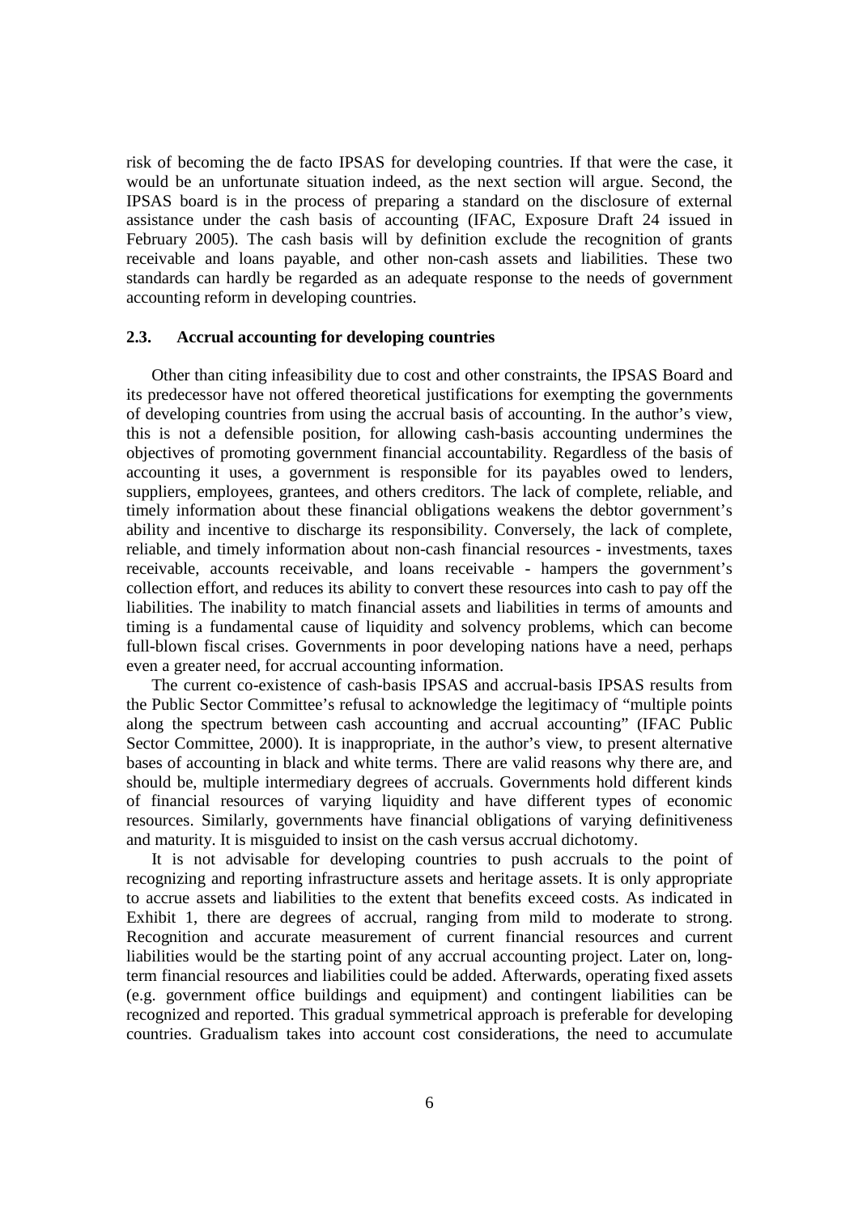risk of becoming the de facto IPSAS for developing countries. If that were the case, it would be an unfortunate situation indeed, as the next section will argue. Second, the IPSAS board is in the process of preparing a standard on the disclosure of external assistance under the cash basis of accounting (IFAC, Exposure Draft 24 issued in February 2005). The cash basis will by definition exclude the recognition of grants receivable and loans payable, and other non-cash assets and liabilities. These two standards can hardly be regarded as an adequate response to the needs of government accounting reform in developing countries.

### 2.3. Accrual accounting for developing countries

Other than citing infeasibility due to cost and other constraints, the IPSAS Board and its predecessor have not offered theoretical justifications for exempting the governments of developing countries from using the accrual basis of accounting. In the author's view, this is not a defensible position, for allowing cash-basis accounting undermines the objectives of promoting government financial accountability. Regardless of the basis of accounting it uses, a government is responsible for its payables owed to lenders, suppliers, employees, grantees, and others creditors. The lack of complete, reliable, and timely information about these financial obligations weakens the debtor government's ability and incentive to discharge its responsibility. Conversely, the lack of complete, reliable, and timely information about non-cash financial resources - investments, taxes receivable, accounts receivable, and loans receivable - hampers the government's collection effort, and reduces its ability to convert these resources into cash to pay off the liabilities. The inability to match financial assets and liabilities in terms of amounts and timing is a fundamental cause of liquidity and solvency problems, which can become full-blown fiscal crises. Governments in poor developing nations have a need, perhaps even a greater need, for accrual accounting information.

The current co-existence of cash-basis IPSAS and accrual-basis IPSAS results from the Public Sector Committee's refusal to acknowledge the legitimacy of "multiple points along the spectrum between cash accounting and accrual accounting" (IFAC Public Sector Committee, 2000). It is inappropriate, in the author's view, to present alternative bases of accounting in black and white terms. There are valid reasons why there are, and should be, multiple intermediary degrees of accruals. Governments hold different kinds of financial resources of varying liquidity and have different types of economic resources. Similarly, governments have financial obligations of varying definitiveness and maturity. It is misguided to insist on the cash versus accrual dichotomy.

It is not advisable for developing countries to push accruals to the point of recognizing and reporting infrastructure assets and heritage assets. It is only appropriate to accrue assets and liabilities to the extent that benefits exceed costs. As indicated in Exhibit 1, there are degrees of accrual, ranging from mild to moderate to strong. Recognition and accurate measurement of current financial resources and current liabilities would be the starting point of any accrual accounting project. Later on, long-term financial resources and liabilities could be added. Afterwards, operating fixed assets (e.g. government office buildings and equipment) and contingent liabilities can be recognized and reported. This gradual symmetrical approach is preferable for developing countries. Gradualism takes into account cost considerations, the need to accumulate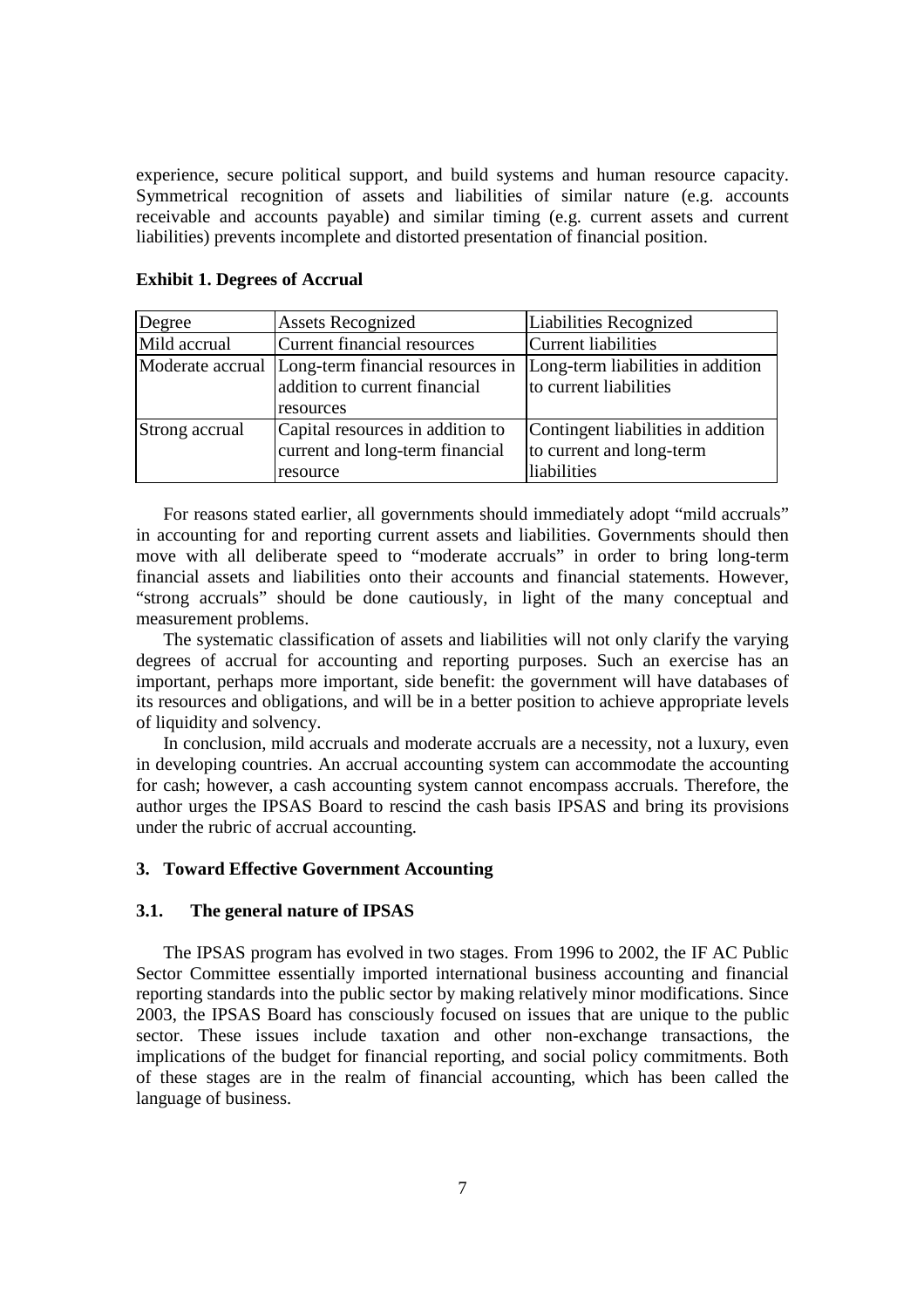experience, secure political support, and build systems and human resource capacity. Symmetrical recognition of assets and liabilities of similar nature (e.g. accounts receivable and accounts payable) and similar timing (e.g. current assets and current liabilities) prevents incomplete and distorted presentation of financial position.

**Exhibit 1. Degrees of Accrual**

| Degree | Assets Recognized | Liabilities Recognized |
|---|---|---|
| Mild accrual | Current financial resources | Current liabilities |
| Moderate accrual | Long-term financial resources in addition to current financial resources | Long-term liabilities in addition to current liabilities |
| Strong accrual | Capital resources in addition to current and long-term financial resource | Contingent liabilities in addition to current and long-term liabilities |

For reasons stated earlier, all governments should immediately adopt "mild accruals" in accounting for and reporting current assets and liabilities. Governments should then move with all deliberate speed to "moderate accruals" in order to bring long-term financial assets and liabilities onto their accounts and financial statements. However, "strong accruals" should be done cautiously, in light of the many conceptual and measurement problems.

The systematic classification of assets and liabilities will not only clarify the varying degrees of accrual for accounting and reporting purposes. Such an exercise has an important, perhaps more important, side benefit: the government will have databases of its resources and obligations, and will be in a better position to achieve appropriate levels of liquidity and solvency.

In conclusion, mild accruals and moderate accruals are a necessity, not a luxury, even in developing countries. An accrual accounting system can accommodate the accounting for cash; however, a cash accounting system cannot encompass accruals. Therefore, the author urges the IPSAS Board to rescind the cash basis IPSAS and bring its provisions under the rubric of accrual accounting.

## 3. Toward Effective Government Accounting

### 3.1. The general nature of IPSAS

The IPSAS program has evolved in two stages. From 1996 to 2002, the IF AC Public Sector Committee essentially imported international business accounting and financial reporting standards into the public sector by making relatively minor modifications. Since 2003, the IPSAS Board has consciously focused on issues that are unique to the public sector. These issues include taxation and other non-exchange transactions, the implications of the budget for financial reporting, and social policy commitments. Both of these stages are in the realm of financial accounting, which has been called the language of business.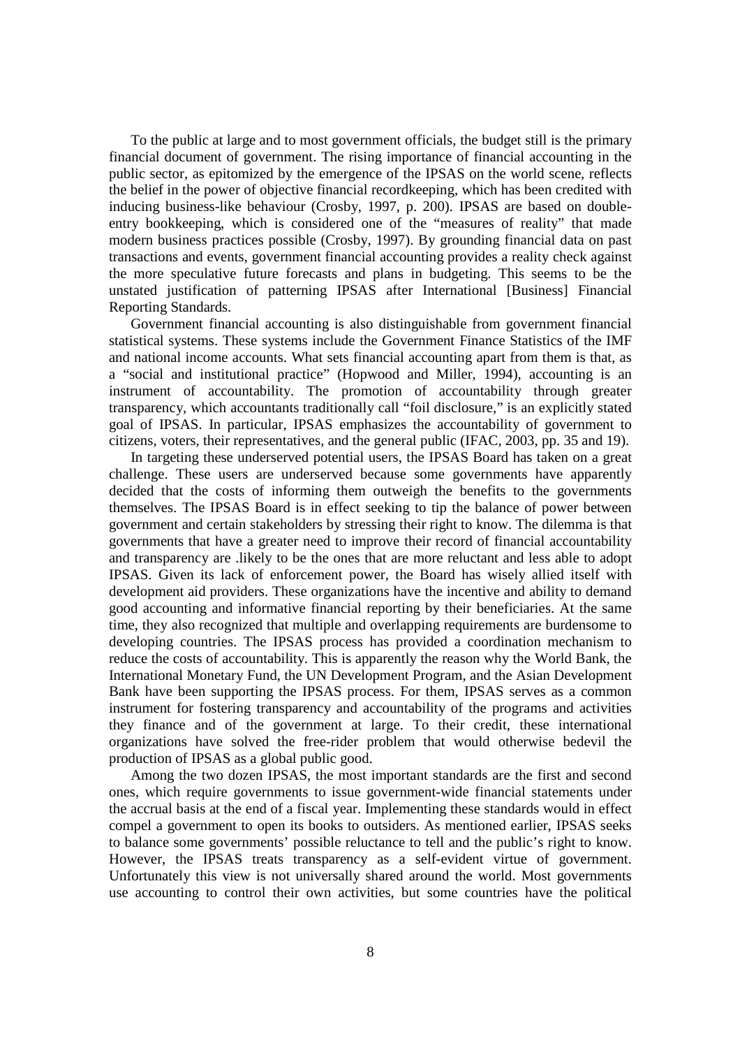To the public at large and to most government officials, the budget still is the primary financial document of government. The rising importance of financial accounting in the public sector, as epitomized by the emergence of the IPSAS on the world scene, reflects the belief in the power of objective financial recordkeeping, which has been credited with inducing business-like behaviour (Crosby, 1997, p. 200). IPSAS are based on double-entry bookkeeping, which is considered one of the "measures of reality" that made modern business practices possible (Crosby, 1997). By grounding financial data on past transactions and events, government financial accounting provides a reality check against the more speculative future forecasts and plans in budgeting. This seems to be the unstated justification of patterning IPSAS after International [Business] Financial Reporting Standards.

Government financial accounting is also distinguishable from government financial statistical systems. These systems include the Government Finance Statistics of the IMF and national income accounts. What sets financial accounting apart from them is that, as a "social and institutional practice" (Hopwood and Miller, 1994), accounting is an instrument of accountability. The promotion of accountability through greater transparency, which accountants traditionally call "foil disclosure," is an explicitly stated goal of IPSAS. In particular, IPSAS emphasizes the accountability of government to citizens, voters, their representatives, and the general public (IFAC, 2003, pp. 35 and 19).

In targeting these underserved potential users, the IPSAS Board has taken on a great challenge. These users are underserved because some governments have apparently decided that the costs of informing them outweigh the benefits to the governments themselves. The IPSAS Board is in effect seeking to tip the balance of power between government and certain stakeholders by stressing their right to know. The dilemma is that governments that have a greater need to improve their record of financial accountability and transparency are .likely to be the ones that are more reluctant and less able to adopt IPSAS. Given its lack of enforcement power, the Board has wisely allied itself with development aid providers. These organizations have the incentive and ability to demand good accounting and informative financial reporting by their beneficiaries. At the same time, they also recognized that multiple and overlapping requirements are burdensome to developing countries. The IPSAS process has provided a coordination mechanism to reduce the costs of accountability. This is apparently the reason why the World Bank, the International Monetary Fund, the UN Development Program, and the Asian Development Bank have been supporting the IPSAS process. For them, IPSAS serves as a common instrument for fostering transparency and accountability of the programs and activities they finance and of the government at large. To their credit, these international organizations have solved the free-rider problem that would otherwise bedevil the production of IPSAS as a global public good.

Among the two dozen IPSAS, the most important standards are the first and second ones, which require governments to issue government-wide financial statements under the accrual basis at the end of a fiscal year. Implementing these standards would in effect compel a government to open its books to outsiders. As mentioned earlier, IPSAS seeks to balance some governments' possible reluctance to tell and the public's right to know. However, the IPSAS treats transparency as a self-evident virtue of government. Unfortunately this view is not universally shared around the world. Most governments use accounting to control their own activities, but some countries have the political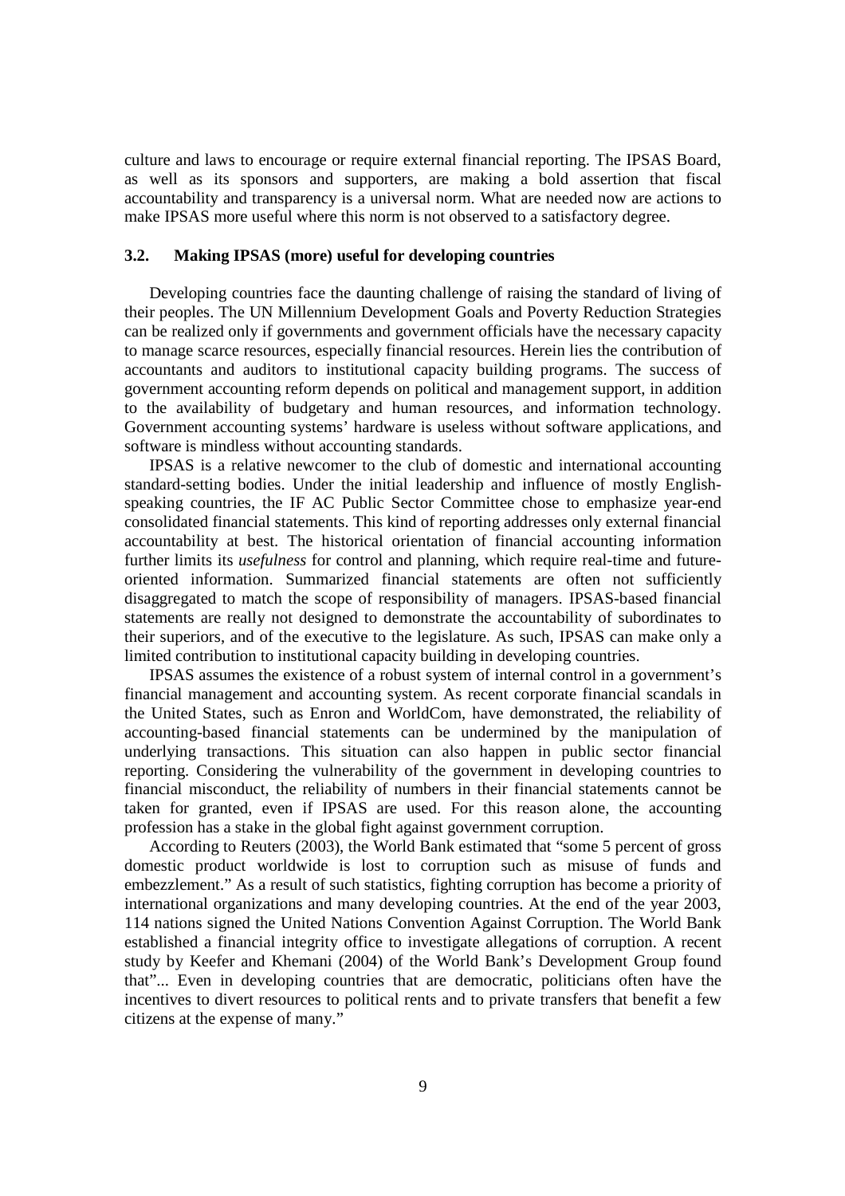culture and laws to encourage or require external financial reporting. The IPSAS Board, as well as its sponsors and supporters, are making a bold assertion that fiscal accountability and transparency is a universal norm. What are needed now are actions to make IPSAS more useful where this norm is not observed to a satisfactory degree.

### 3.2. Making IPSAS (more) useful for developing countries

Developing countries face the daunting challenge of raising the standard of living of their peoples. The UN Millennium Development Goals and Poverty Reduction Strategies can be realized only if governments and government officials have the necessary capacity to manage scarce resources, especially financial resources. Herein lies the contribution of accountants and auditors to institutional capacity building programs. The success of government accounting reform depends on political and management support, in addition to the availability of budgetary and human resources, and information technology. Government accounting systems' hardware is useless without software applications, and software is mindless without accounting standards.

IPSAS is a relative newcomer to the club of domestic and international accounting standard-setting bodies. Under the initial leadership and influence of mostly English-speaking countries, the IF AC Public Sector Committee chose to emphasize year-end consolidated financial statements. This kind of reporting addresses only external financial accountability at best. The historical orientation of financial accounting information further limits its *usefulness* for control and planning, which require real-time and future-oriented information. Summarized financial statements are often not sufficiently disaggregated to match the scope of responsibility of managers. IPSAS-based financial statements are really not designed to demonstrate the accountability of subordinates to their superiors, and of the executive to the legislature. As such, IPSAS can make only a limited contribution to institutional capacity building in developing countries.

IPSAS assumes the existence of a robust system of internal control in a government's financial management and accounting system. As recent corporate financial scandals in the United States, such as Enron and WorldCom, have demonstrated, the reliability of accounting-based financial statements can be undermined by the manipulation of underlying transactions. This situation can also happen in public sector financial reporting. Considering the vulnerability of the government in developing countries to financial misconduct, the reliability of numbers in their financial statements cannot be taken for granted, even if IPSAS are used. For this reason alone, the accounting profession has a stake in the global fight against government corruption.

According to Reuters (2003), the World Bank estimated that "some 5 percent of gross domestic product worldwide is lost to corruption such as misuse of funds and embezzlement." As a result of such statistics, fighting corruption has become a priority of international organizations and many developing countries. At the end of the year 2003, 114 nations signed the United Nations Convention Against Corruption. The World Bank established a financial integrity office to investigate allegations of corruption. A recent study by Keefer and Khemani (2004) of the World Bank's Development Group found that"... Even in developing countries that are democratic, politicians often have the incentives to divert resources to political rents and to private transfers that benefit a few citizens at the expense of many."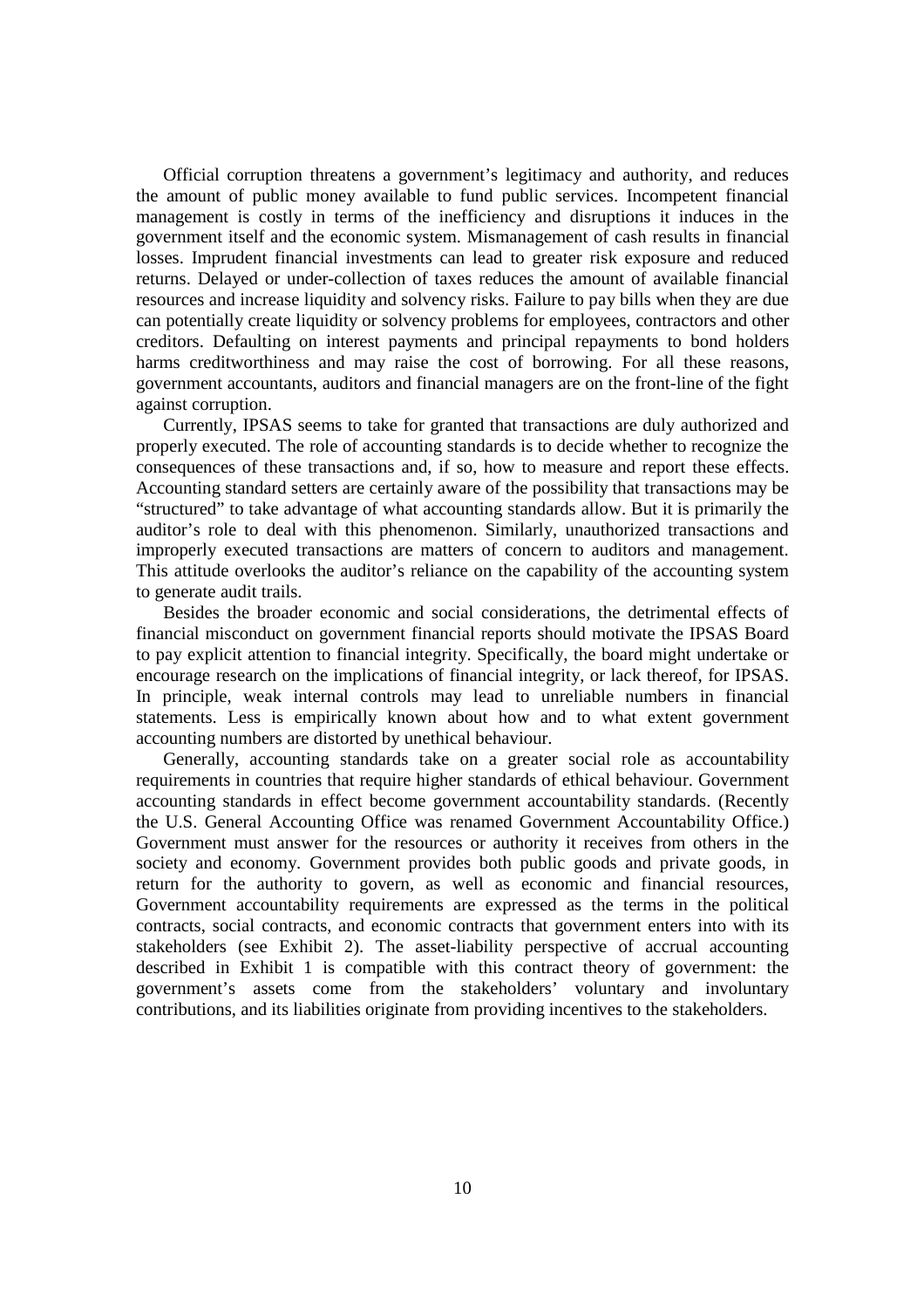Official corruption threatens a government's legitimacy and authority, and reduces the amount of public money available to fund public services. Incompetent financial management is costly in terms of the inefficiency and disruptions it induces in the government itself and the economic system. Mismanagement of cash results in financial losses. Imprudent financial investments can lead to greater risk exposure and reduced returns. Delayed or under-collection of taxes reduces the amount of available financial resources and increase liquidity and solvency risks. Failure to pay bills when they are due can potentially create liquidity or solvency problems for employees, contractors and other creditors. Defaulting on interest payments and principal repayments to bond holders harms creditworthiness and may raise the cost of borrowing. For all these reasons, government accountants, auditors and financial managers are on the front-line of the fight against corruption.

Currently, IPSAS seems to take for granted that transactions are duly authorized and properly executed. The role of accounting standards is to decide whether to recognize the consequences of these transactions and, if so, how to measure and report these effects. Accounting standard setters are certainly aware of the possibility that transactions may be "structured" to take advantage of what accounting standards allow. But it is primarily the auditor's role to deal with this phenomenon. Similarly, unauthorized transactions and improperly executed transactions are matters of concern to auditors and management. This attitude overlooks the auditor's reliance on the capability of the accounting system to generate audit trails.

Besides the broader economic and social considerations, the detrimental effects of financial misconduct on government financial reports should motivate the IPSAS Board to pay explicit attention to financial integrity. Specifically, the board might undertake or encourage research on the implications of financial integrity, or lack thereof, for IPSAS. In principle, weak internal controls may lead to unreliable numbers in financial statements. Less is empirically known about how and to what extent government accounting numbers are distorted by unethical behaviour.

Generally, accounting standards take on a greater social role as accountability requirements in countries that require higher standards of ethical behaviour. Government accounting standards in effect become government accountability standards. (Recently the U.S. General Accounting Office was renamed Government Accountability Office.) Government must answer for the resources or authority it receives from others in the society and economy. Government provides both public goods and private goods, in return for the authority to govern, as well as economic and financial resources, Government accountability requirements are expressed as the terms in the political contracts, social contracts, and economic contracts that government enters into with its stakeholders (see Exhibit 2). The asset-liability perspective of accrual accounting described in Exhibit 1 is compatible with this contract theory of government: the government's assets come from the stakeholders' voluntary and involuntary contributions, and its liabilities originate from providing incentives to the stakeholders.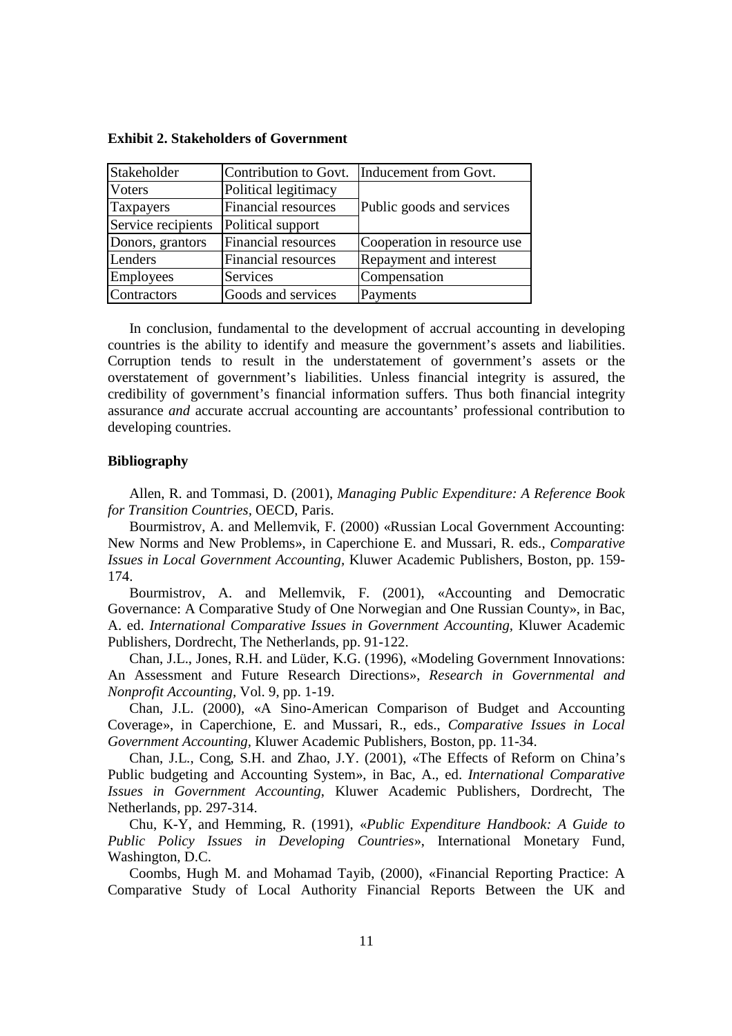**Exhibit 2. Stakeholders of Government**

| Stakeholder | Contribution to Govt. | Inducement from Govt. |
|---|---|---|
| Voters | Political legitimacy | Public goods and services |
| Taxpayers | Financial resources | |
| Service recipients | Political support | |
| Donors, grantors | Financial resources | Cooperation in resource use |
| Lenders | Financial resources | Repayment and interest |
| Employees | Services | Compensation |
| Contractors | Goods and services | Payments |

In conclusion, fundamental to the development of accrual accounting in developing countries is the ability to identify and measure the government's assets and liabilities. Corruption tends to result in the understatement of government's assets or the overstatement of government's liabilities. Unless financial integrity is assured, the credibility of government's financial information suffers. Thus both financial integrity assurance *and* accurate accrual accounting are accountants' professional contribution to developing countries.

**Bibliography**

Allen, R. and Tommasi, D. (2001), *Managing Public Expenditure: A Reference Book for Transition Countries*, OECD, Paris.

Bourmistrov, A. and Mellemvik, F. (2000) «Russian Local Government Accounting: New Norms and New Problems», in Caperchione E. and Mussari, R. eds., *Comparative Issues in Local Government Accounting*, Kluwer Academic Publishers, Boston, pp. 159-174.

Bourmistrov, A. and Mellemvik, F. (2001), «Accounting and Democratic Governance: A Comparative Study of One Norwegian and One Russian County», in Bac, A. ed. *International Comparative Issues in Government Accounting*, Kluwer Academic Publishers, Dordrecht, The Netherlands, pp. 91-122.

Chan, J.L., Jones, R.H. and Lüder, K.G. (1996), «Modeling Government Innovations: An Assessment and Future Research Directions», *Research in Governmental and Nonprofit Accounting*, Vol. 9, pp. 1-19.

Chan, J.L. (2000), «A Sino-American Comparison of Budget and Accounting Coverage», in Caperchione, E. and Mussari, R., eds., *Comparative Issues in Local Government Accounting*, Kluwer Academic Publishers, Boston, pp. 11-34.

Chan, J.L., Cong, S.H. and Zhao, J.Y. (2001), «The Effects of Reform on China's Public budgeting and Accounting System», in Bac, A., ed. *International Comparative Issues in Government Accounting*, Kluwer Academic Publishers, Dordrecht, The Netherlands, pp. 297-314.

Chu, K-Y, and Hemming, R. (1991), «*Public Expenditure Handbook: A Guide to Public Policy Issues in Developing Countries*», International Monetary Fund, Washington, D.C.

Coombs, Hugh M. and Mohamad Tayib, (2000), «Financial Reporting Practice: A Comparative Study of Local Authority Financial Reports Between the UK and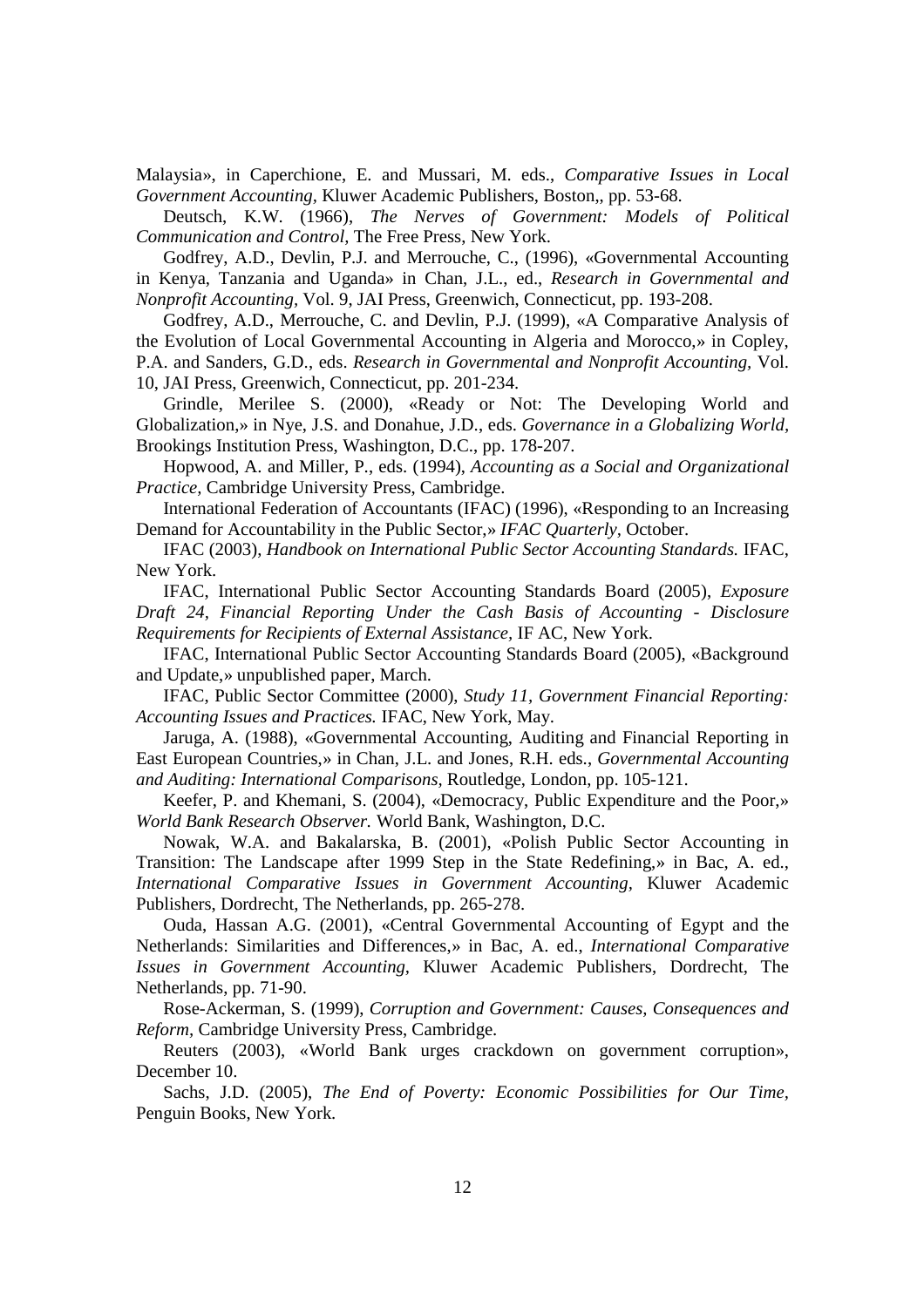Malaysia», in Caperchione, E. and Mussari, M. eds., *Comparative Issues in Local Government Accounting*, Kluwer Academic Publishers, Boston,, pp. 53-68.

Deutsch, K.W. (1966), *The Nerves of Government: Models of Political Communication and Control*, The Free Press, New York.

Godfrey, A.D., Devlin, P.J. and Merrouche, C., (1996), «Governmental Accounting in Kenya, Tanzania and Uganda» in Chan, J.L., ed., *Research in Governmental and Nonprofit Accounting*, Vol. 9, JAI Press, Greenwich, Connecticut, pp. 193-208.

Godfrey, A.D., Merrouche, C. and Devlin, P.J. (1999), «A Comparative Analysis of the Evolution of Local Governmental Accounting in Algeria and Morocco,» in Copley, P.A. and Sanders, G.D., eds. *Research in Governmental and Nonprofit Accounting*, Vol. 10, JAI Press, Greenwich, Connecticut, pp. 201-234.

Grindle, Merilee S. (2000), «Ready or Not: The Developing World and Globalization,» in Nye, J.S. and Donahue, J.D., eds. *Governance in a Globalizing World*, Brookings Institution Press, Washington, D.C., pp. 178-207.

Hopwood, A. and Miller, P., eds. (1994), *Accounting as a Social and Organizational Practice*, Cambridge University Press, Cambridge.

International Federation of Accountants (IFAC) (1996), «Responding to an Increasing Demand for Accountability in the Public Sector,» *IFAC Quarterly*, October.

IFAC (2003), *Handbook on International Public Sector Accounting Standards.* IFAC, New York.

IFAC, International Public Sector Accounting Standards Board (2005), *Exposure Draft 24, Financial Reporting Under the Cash Basis of Accounting - Disclosure Requirements for Recipients of External Assistance*, IF AC, New York.

IFAC, International Public Sector Accounting Standards Board (2005), «Background and Update,» unpublished paper, March.

IFAC, Public Sector Committee (2000), *Study 11, Government Financial Reporting: Accounting Issues and Practices.* IFAC, New York, May.

Jaruga, A. (1988), «Governmental Accounting, Auditing and Financial Reporting in East European Countries,» in Chan, J.L. and Jones, R.H. eds., *Governmental Accounting and Auditing: International Comparisons*, Routledge, London, pp. 105-121.

Keefer, P. and Khemani, S. (2004), «Democracy, Public Expenditure and the Poor,» *World Bank Research Observer.* World Bank, Washington, D.C.

Nowak, W.A. and Bakalarska, B. (2001), «Polish Public Sector Accounting in Transition: The Landscape after 1999 Step in the State Redefining,» in Bac, A. ed., *International Comparative Issues in Government Accounting*, Kluwer Academic Publishers, Dordrecht, The Netherlands, pp. 265-278.

Ouda, Hassan A.G. (2001), «Central Governmental Accounting of Egypt and the Netherlands: Similarities and Differences,» in Bac, A. ed., *International Comparative Issues in Government Accounting*, Kluwer Academic Publishers, Dordrecht, The Netherlands, pp. 71-90.

Rose-Ackerman, S. (1999), *Corruption and Government: Causes, Consequences and Reform*, Cambridge University Press, Cambridge.

Reuters (2003), «World Bank urges crackdown on government corruption», December 10.

Sachs, J.D. (2005), *The End of Poverty: Economic Possibilities for Our Time*, Penguin Books, New York.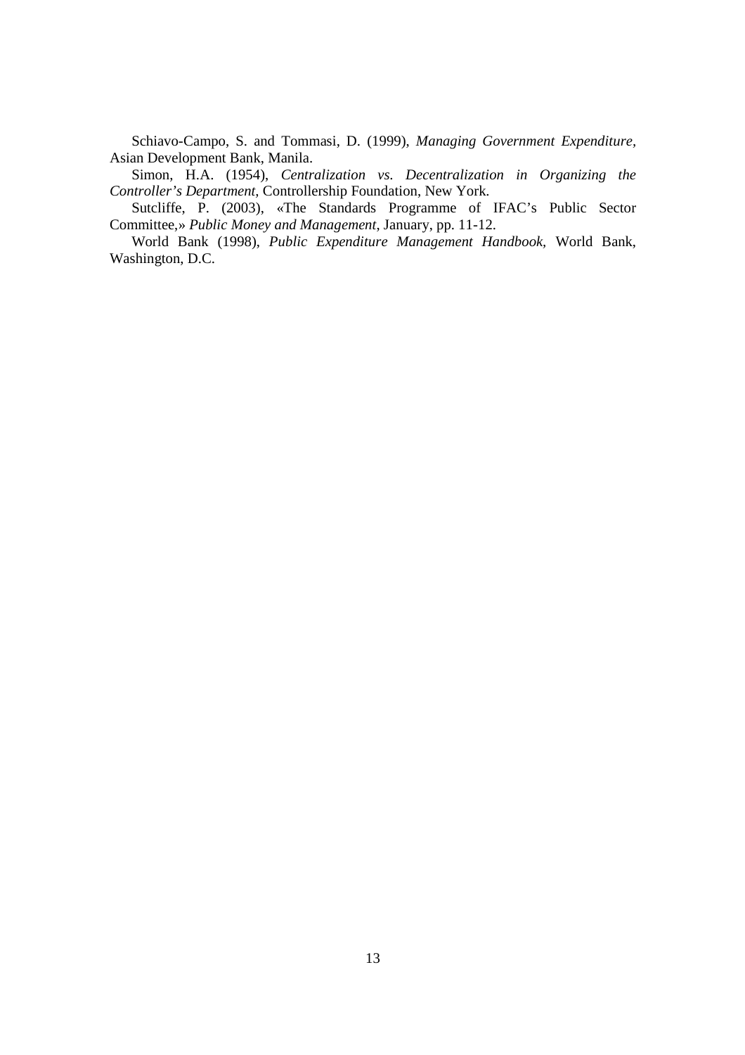Schiavo-Campo, S. and Tommasi, D. (1999), *Managing Government Expenditure*, Asian Development Bank, Manila.

Simon, H.A. (1954), *Centralization vs. Decentralization in Organizing the Controller's Department*, Controllership Foundation, New York.

Sutcliffe, P. (2003), «The Standards Programme of IFAC's Public Sector Committee,» *Public Money and Management*, January, pp. 11-12.

World Bank (1998), *Public Expenditure Management Handbook*, World Bank, Washington, D.C.